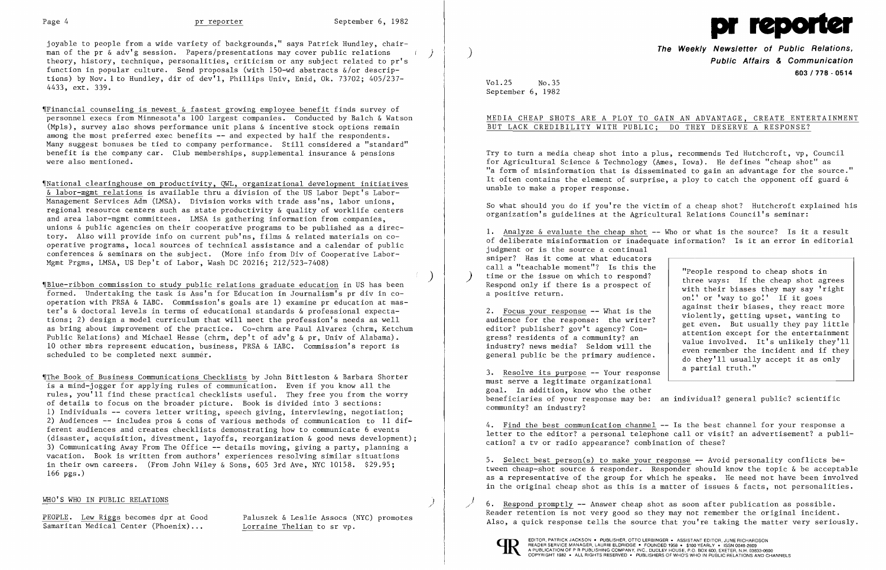joyable to people from a wide variety of backgrounds," says Patrick Hundley, chairman of the pr & adv'g session. Papers/presentations may cover public relations theory, history, technique, personalities, criticism or any subject related to pr's function in popular culture. Send proposals (with 150-wd abstracts &/or descriptions) by Nov. 1 to Hundley, dir of dev'l, Phillips Univ, Enid, Ok. 73702; 405/237-4433, ext. 339.

¶Financial counseling is newest & fastest growing employee benefit finds survey of personnel execs from Minnesota's 100 largest companies. Conducted by Balch & Watson (Mpls), survey also shows performance unit plans & incentive stock options remain among the most preferred exec benefits -- and expected by half the respondents. Many suggest bonuses be tied to company performance. Still considered a "standard" benefit is the company car. Club memberships, supplemental insurance & pensions were also mentioned.

¶National clearinghouse on productivity, QWL, organizational development initiatives & labor-mgmt relations is available thru a division of the US Labor Dept's Labor-Management Services Adm (LMSA). Division works with trade ass'ns, labor unions, regional resource centers such as state productivity & quality of worklife centers and area labor-mgmt committees. LMSA is gathering information from companies, unions & public agencies on their cooperative programs to be published as a directory. Also will provide info on current pub'ns, films & related materials on cooperative programs, local sources of technical assistance and a calendar of public conferences & seminars on the subject. (More info from Div of Cooperative Labor-Mgmt Prgms, LMSA, US Dep't of Labor, Wash DC 20216; 212/523-7408)

¶Blue-ribbon commission to study public relations graduate education in US has been formed. Undertaking the task is Ass'n for Education in Journalism's pr div in cooperation with PRSA & IABC. Commission's goals are 1) examine pr education at master's & doctoral levels in terms of educational standards & professional expectations; 2) design a model curriculum that will meet the profession's needs as well as bring about improvement of the practice. Co-chrm are Paul Alvarez (chrm, Ketchum Public Relations) and Michael Hesse (chrm, dep't of adv'g & pr, Univ of Alabama). 10 other mbrs represent education, business, PRSA & IABC. Commission's report is scheduled to be completed next summer.

¶The Book of Business Communications Checklists by John Bittleston & Barbara Shorter is a mind-jogger for applying rules of communication. Even if you know all the rules, you'll find these practical checklists useful. They free you from the worry of details to focus on the broader picture. Book is divided into 3 sections: 1) Individuals -- covers letter writing, speech giving, interviewing, negotiation; 2) Audiences -- includes pros & cons of various methods of communication to 11 different audiences and creates checklists demonstrating how to communicate 6 events (disaster, acquisition, divestment, layoffs, reorganization & good news development); 3) Communicating Away From The Office -- details moving, giving a party, planning a vacation. Book is written from authors' experiences resolving similar situations in their own careers. (From John Wiley & Sons, 605 3rd Ave, NYC 10158. $29.95; 166 pgs.)

## WHO'S WHO IN PUBLIC RELATIONS

PEOPLE. Lew Riggs becomes dpr at Good Samaritan Medical Center (Phoenix)... Paluszek & Leslie Assocs (NYC) promotes Lorraine Thelian to sr vp.

# pr reporter

**The Weekly Newsletter of Public Relations, Public Affairs & Communication**
**603 / 778 - 0514**

Vol.25 No.35
September 6, 1982

## MEDIA CHEAP SHOTS ARE A PLOY TO GAIN AN ADVANTAGE, CREATE ENTERTAINMENT BUT LACK CREDIBILITY WITH PUBLIC; DO THEY DESERVE A RESPONSE?

Try to turn a media cheap shot into a plus, recommends Ted Hutchcroft, vp, Council for Agricultural Science & Technology (Ames, Iowa). He defines "cheap shot" as "a form of misinformation that is disseminated to gain an advantage for the source." It often contains the element of surprise, a ploy to catch the opponent off guard & unable to make a proper response.

So what should you do if you're the victim of a cheap shot? Hutchcroft explained his organization's guidelines at the Agricultural Relations Council's seminar:

1. Analyze & evaluate the cheap shot -- Who or what is the source? Is it a result of deliberate misinformation or inadequate information? Is it an error in editorial judgment or is the source a continual sniper? Has it come at what educators call a "teachable moment"? Is this the time or the issue on which to respond? Respond only if there is a prospect of a positive return.

2. Focus your response -- What is the audience for the response: the writer? editor? publisher? gov't agency? Congress? residents of a community? an industry? news media? Seldom will the general public be the primary audience.

> "People respond to cheap shots in three ways: If the cheap shot agrees with their biases they may say 'right on!' or 'way to go!' If it goes against their biases, they react more violently, getting upset, wanting to get even. But usually they pay little attention except for the entertainment value involved. It's unlikely they'll even remember the incident and if they do they'll usually accept it as only a partial truth."

3. Resolve its purpose -- Your response must serve a legitimate organizational goal. In addition, know who the other beneficiaries of your response may be: an individual? general public? scientific community? an industry?

4. Find the best communication channel -- Is the best channel for your response a letter to the editor? a personal telephone call or visit? an advertisement? a publication? a tv or radio appearance? combination of these?

5. Select best person(s) to make your response -- Avoid personality conflicts between cheap-shot source & responder. Responder should know the topic & be acceptable as a representative of the group for which he speaks. He need not have been involved in the original cheap shot as this is a matter of issues & facts, not personalities.

6. Respond promptly -- Answer cheap shot as soon after publication as possible. Reader retention is not very good so they may not remember the original incident. Also, a quick response tells the source that you're taking the matter very seriously.

EDITOR, PATRICK JACKSON • PUBLISHER, OTTO LERBINGER • ASSISTANT EDITOR, JUNE RICHARDSON
READER SERVICE MANAGER, LAURIE ELDRIDGE • FOUNDED 1958 • $100 YEARLY • ISSN 0048-2609
A PUBLICATION OF P R PUBLISHING COMPANY, INC., DUDLEY HOUSE, P.O. BOX 600, EXETER, N.H. 03833-0600
COPYRIGHT 1982 • ALL RIGHTS RESERVED • PUBLISHERS OF WHO'S WHO IN PUBLIC RELATIONS AND CHANNELS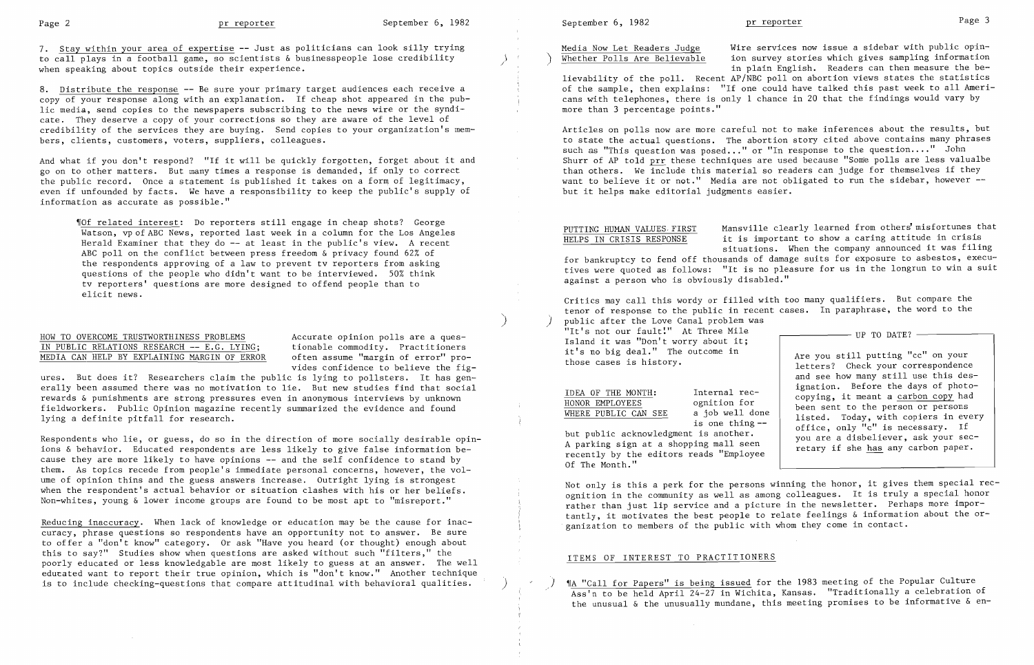7. Stay within your area of expertise -- Just as politicians can look silly trying to call plays in a football game, so scientists & businesspeople lose credibility when speaking about topics outside their experience.

8. Distribute the response -- Be sure your primary target audiences each receive a copy of your response along with an explanation. If cheap shot appeared in the public media, send copies to the newspapers subscribing to the news wire or the syndicate. They deserve a copy of your corrections so they are aware of the level of credibility of the services they are buying. Send copies to your organization's members, clients, customers, voters, suppliers, colleagues.

And what if you don't respond? "If it will be quickly forgotten, forget about it and go on to other matters. But many times a response is demanded, if only to correct the public record. Once a statement is published it takes on a form of legitimacy, even if unfounded by facts. We have a responsibility to keep the public's supply of information as accurate as possible."

¶Of related interest: Do reporters still engage in cheap shots? George Watson, vp of ABC News, reported last week in a column for the Los Angeles Herald Examiner that they do -- at least in the public's view. A recent ABC poll on the conflict between press freedom & privacy found 62% of the respondents approving of a law to prevent tv reporters from asking questions of the people who didn't want to be interviewed. 50% think tv reporters' questions are more designed to offend people than to elicit news.

## HOW TO OVERCOME TRUSTWORTHINESS PROBLEMS IN PUBLIC RELATIONS RESEARCH -- E.G. LYING; MEDIA CAN HELP BY EXPLAINING MARGIN OF ERROR

Accurate opinion polls are a questionable commodity. Practitioners often assume "margin of error" provides confidence to believe the figures. But does it? Researchers claim the public is lying to pollsters. It has generally been assumed there was no motivation to lie. But new studies find that social rewards & punishments are strong pressures even in anonymous interviews by unknown fieldworkers. Public Opinion magazine recently summarized the evidence and found lying a definite pitfall for research.

Respondents who lie, or guess, do so in the direction of more socially desirable opinions & behavior. Educated respondents are less likely to give false information because they are more likely to have opinions -- and the self confidence to stand by them. As topics recede from people's immediate personal concerns, however, the volume of opinion thins and the guess answers increase. Outright lying is strongest when the respondent's actual behavior or situation clashes with his or her beliefs. Non-whites, young & lower income groups are found to be most apt to "misreport."

Reducing inaccuracy. When lack of knowledge or education may be the cause for inaccuracy, phrase questions so respondents have an opportunity not to answer. Be sure to offer a "don't know" category. Or ask "Have you heard (or thought) enough about this to say?" Studies show when questions are asked without such "filters," the poorly educated or less knowledgable are most likely to guess at an answer. The well educated want to report their true opinion, which is "don't know." Another technique is to include checking-questions that compare attitudinal with behavioral qualities.

## Media Now Let Readers Judge Whether Polls Are Believable

Wire services now issue a sidebar with public opinion survey stories which gives sampling information in plain English. Readers can then measure the believability of the poll. Recent AP/NBC poll on abortion views states the statistics of the sample, then explains: "If one could have talked this past week to all Americans with telephones, there is only 1 chance in 20 that the findings would vary by more than 3 percentage points."

Articles on polls now are more careful not to make inferences about the results, but to state the actual questions. The abortion story cited above contains many phrases such as "This question was posed..." or "In response to the question...." John Shurr of AP told prr these techniques are used because "Some polls are less valualbe than others. We include this material so readers can judge for themselves if they want to believe it or not." Media are not obligated to run the sidebar, however -- but it helps make editorial judgments easier.

## PUTTING HUMAN VALUES FIRST HELPS IN CRISIS RESPONSE

Mansville clearly learned from others' misfortunes that it is important to show a caring attitude in crisis situations. When the company announced it was filing for bankruptcy to fend off thousands of damage suits for exposure to asbestos, executives were quoted as follows: "It is no pleasure for us in the longrun to win a suit against a person who is obviously disabled."

Critics may call this wordy or filled with too many qualifiers. But compare the tenor of response to the public in recent cases. In paraphrase, the word to the public after the Love Canal problem was "It's not our fault!" At Three Mile Island it was "Don't worry about it; it's no big deal." The outcome in those cases is history.

## IDEA OF THE MONTH: HONOR EMPLOYEES WHERE PUBLIC CAN SEE

Internal recognition for a job well done is one thing -- but public acknowledgment is another. A parking sign at a shopping mall seen recently by the editors reads "Employee Of The Month."

Not only is this a perk for the persons winning the honor, it gives them special recognition in the community as well as among colleagues. It is truly a special honor rather than just lip service and a picture in the newsletter. Perhaps more importantly, it motivates the best people to relate feelings & information about the organization to members of the public with whom they come in contact.

### UP TO DATE?

Are you still putting "cc" on your letters? Check your correspondence and see how many still use this designation. Before the days of photocopying, it meant a carbon copy had been sent to the person or persons listed. Today, with copiers in every office, only "c" is necessary. If you are a disbeliever, ask your secretary if she has any carbon paper.

## ITEMS OF INTEREST TO PRACTITIONERS

¶A "Call for Papers" is being issued for the 1983 meeting of the Popular Culture Ass'n to be held April 24-27 in Wichita, Kansas. "Traditionally a celebration of the unusual & the unusually mundane, this meeting promises to be informative & en-